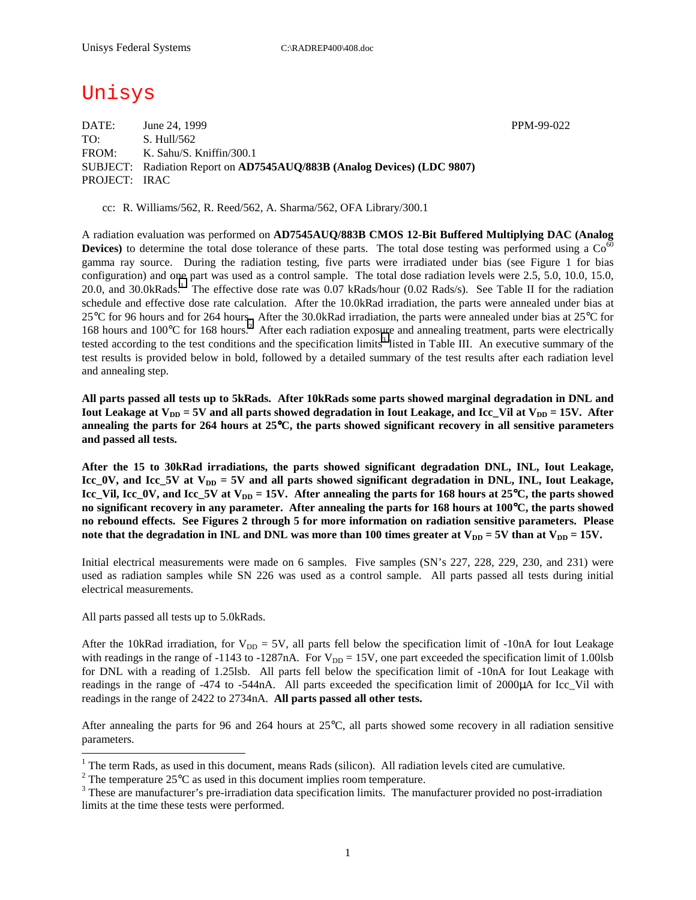Unisys Federal Systems C:\RADREP400\408.doc

# Unisys

DATE: June 24, 1999 PPM-99-022
TO: S. Hull/562
FROM: K. Sahu/S. Kniffin/300.1
SUBJECT: Radiation Report on **AD7545AUQ/883B (Analog Devices) (LDC 9807)**
PROJECT: IRAC

cc: R. Williams/562, R. Reed/562, A. Sharma/562, OFA Library/300.1

A radiation evaluation was performed on **AD7545AUQ/883B CMOS 12-Bit Buffered Multiplying DAC (Analog Devices)** to determine the total dose tolerance of these parts. The total dose testing was performed using a $Co^{60}$ gamma ray source. During the radiation testing, five parts were irradiated under bias (see Figure 1 for bias configuration) and one part was used as a control sample. The total dose radiation levels were 2.5, 5.0, 10.0, 15.0, 20.0, and 30.0kRads.[1] The effective dose rate was 0.07 kRads/hour (0.02 Rads/s). See Table II for the radiation schedule and effective dose rate calculation. After the 10.0kRad irradiation, the parts were annealed under bias at 25°C for 96 hours and for 264 hours. After the 30.0kRad irradiation, the parts were annealed under bias at 25°C for 168 hours and 100°C for 168 hours.[2] After each radiation exposure and annealing treatment, parts were electrically tested according to the test conditions and the specification limits[3] listed in Table III. An executive summary of the test results is provided below in bold, followed by a detailed summary of the test results after each radiation level and annealing step.

**All parts passed all tests up to 5kRads. After 10kRads some parts showed marginal degradation in DNL and Iout Leakage at $V_{DD}$ = 5V and all parts showed degradation in Iout Leakage, and Icc_Vil at $V_{DD}$ = 15V. After annealing the parts for 264 hours at 25°C, the parts showed significant recovery in all sensitive parameters and passed all tests.**

**After the 15 to 30kRad irradiations, the parts showed significant degradation DNL, INL, Iout Leakage, Icc_0V, and Icc_5V at $V_{DD}$ = 5V and all parts showed significant degradation in DNL, INL, Iout Leakage, Icc_Vil, Icc_0V, and Icc_5V at $V_{DD}$ = 15V. After annealing the parts for 168 hours at 25°C, the parts showed no significant recovery in any parameter. After annealing the parts for 168 hours at 100°C, the parts showed no rebound effects. See Figures 2 through 5 for more information on radiation sensitive parameters. Please note that the degradation in INL and DNL was more than 100 times greater at $V_{DD}$ = 5V than at $V_{DD}$ = 15V.**

Initial electrical measurements were made on 6 samples. Five samples (SN's 227, 228, 229, 230, and 231) were used as radiation samples while SN 226 was used as a control sample. All parts passed all tests during initial electrical measurements.

All parts passed all tests up to 5.0kRads.

After the 10kRad irradiation, for $V_{DD}$ = 5V, all parts fell below the specification limit of -10nA for Iout Leakage with readings in the range of -1143 to -1287nA. For $V_{DD}$ = 15V, one part exceeded the specification limit of 1.00lsb for DNL with a reading of 1.25lsb. All parts fell below the specification limit of -10nA for Iout Leakage with readings in the range of -474 to -544nA. All parts exceeded the specification limit of 2000µA for Icc_Vil with readings in the range of 2422 to 2734nA. **All parts passed all other tests.**

After annealing the parts for 96 and 264 hours at 25°C, all parts showed some recovery in all radiation sensitive parameters.

---

[1] The term Rads, as used in this document, means Rads (silicon). All radiation levels cited are cumulative.

[2] The temperature 25°C as used in this document implies room temperature.

[3] These are manufacturer's pre-irradiation data specification limits. The manufacturer provided no post-irradiation limits at the time these tests were performed.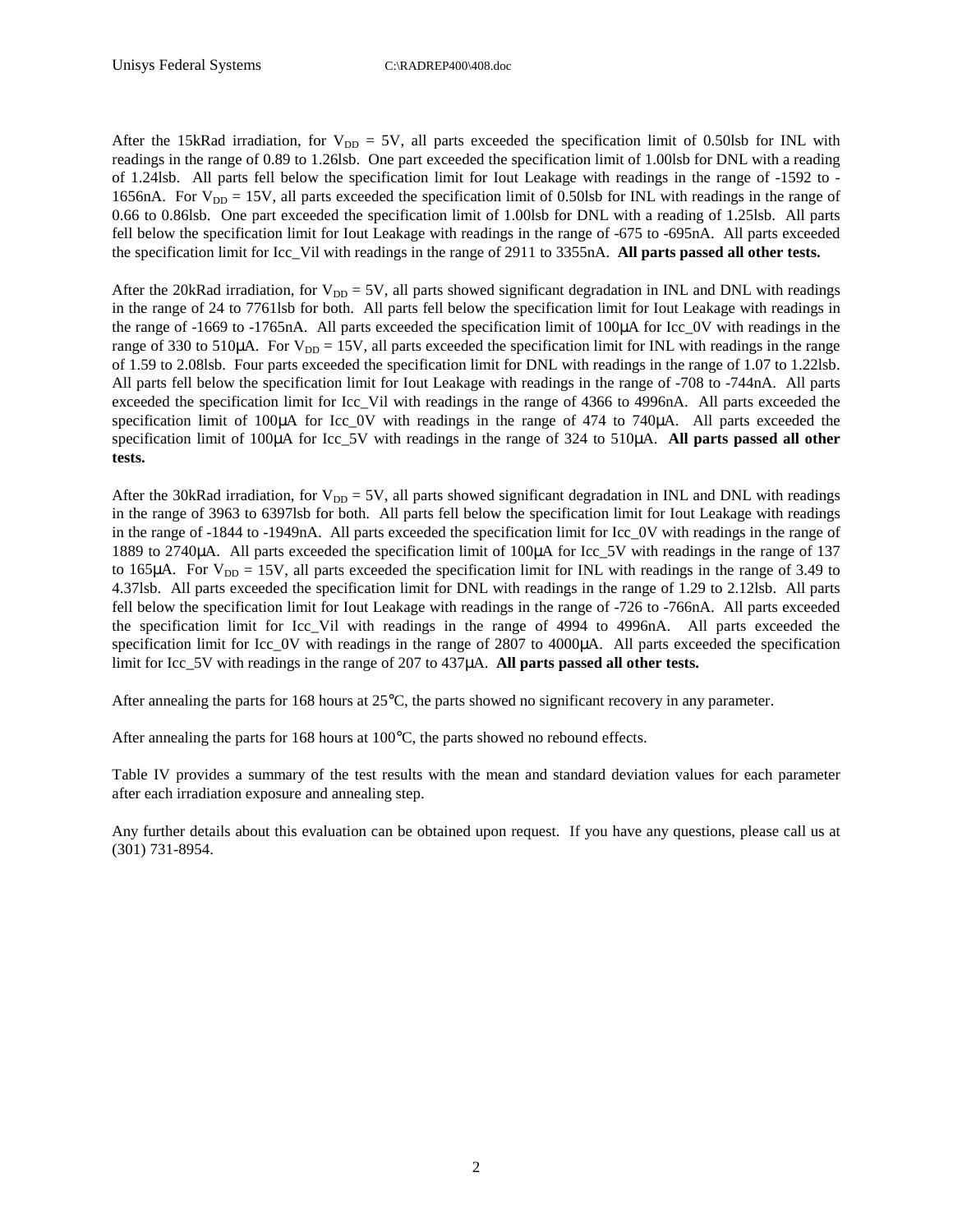After the 15kRad irradiation, for $V_{DD}$ = 5V, all parts exceeded the specification limit of 0.50lsb for INL with readings in the range of 0.89 to 1.26lsb. One part exceeded the specification limit of 1.00lsb for DNL with a reading of 1.24lsb. All parts fell below the specification limit for Iout Leakage with readings in the range of -1592 to -1656nA. For $V_{DD}$ = 15V, all parts exceeded the specification limit of 0.50lsb for INL with readings in the range of 0.66 to 0.86lsb. One part exceeded the specification limit of 1.00lsb for DNL with a reading of 1.25lsb. All parts fell below the specification limit for Iout Leakage with readings in the range of -675 to -695nA. All parts exceeded the specification limit for Icc_Vil with readings in the range of 2911 to 3355nA. **All parts passed all other tests.**

After the 20kRad irradiation, for $V_{DD}$ = 5V, all parts showed significant degradation in INL and DNL with readings in the range of 24 to 7761lsb for both. All parts fell below the specification limit for Iout Leakage with readings in the range of -1669 to -1765nA. All parts exceeded the specification limit of 100μA for Icc_0V with readings in the range of 330 to 510μA. For $V_{DD}$ = 15V, all parts exceeded the specification limit for INL with readings in the range of 1.59 to 2.08lsb. Four parts exceeded the specification limit for DNL with readings in the range of 1.07 to 1.22lsb. All parts fell below the specification limit for Iout Leakage with readings in the range of -708 to -744nA. All parts exceeded the specification limit for Icc_Vil with readings in the range of 4366 to 4996nA. All parts exceeded the specification limit of 100μA for Icc_0V with readings in the range of 474 to 740μA. All parts exceeded the specification limit of 100μA for Icc_5V with readings in the range of 324 to 510μA. **All parts passed all other tests.**

After the 30kRad irradiation, for $V_{DD}$ = 5V, all parts showed significant degradation in INL and DNL with readings in the range of 3963 to 6397lsb for both. All parts fell below the specification limit for Iout Leakage with readings in the range of -1844 to -1949nA. All parts exceeded the specification limit for Icc_0V with readings in the range of 1889 to 2740μA. All parts exceeded the specification limit of 100μA for Icc_5V with readings in the range of 137 to 165μA. For $V_{DD}$ = 15V, all parts exceeded the specification limit for INL with readings in the range of 3.49 to 4.37lsb. All parts exceeded the specification limit for DNL with readings in the range of 1.29 to 2.12lsb. All parts fell below the specification limit for Iout Leakage with readings in the range of -726 to -766nA. All parts exceeded the specification limit for Icc_Vil with readings in the range of 4994 to 4996nA. All parts exceeded the specification limit for Icc_0V with readings in the range of 2807 to 4000μA. All parts exceeded the specification limit for Icc_5V with readings in the range of 207 to 437μA. **All parts passed all other tests.**

After annealing the parts for 168 hours at 25°C, the parts showed no significant recovery in any parameter.

After annealing the parts for 168 hours at 100°C, the parts showed no rebound effects.

Table IV provides a summary of the test results with the mean and standard deviation values for each parameter after each irradiation exposure and annealing step.

Any further details about this evaluation can be obtained upon request. If you have any questions, please call us at (301) 731-8954.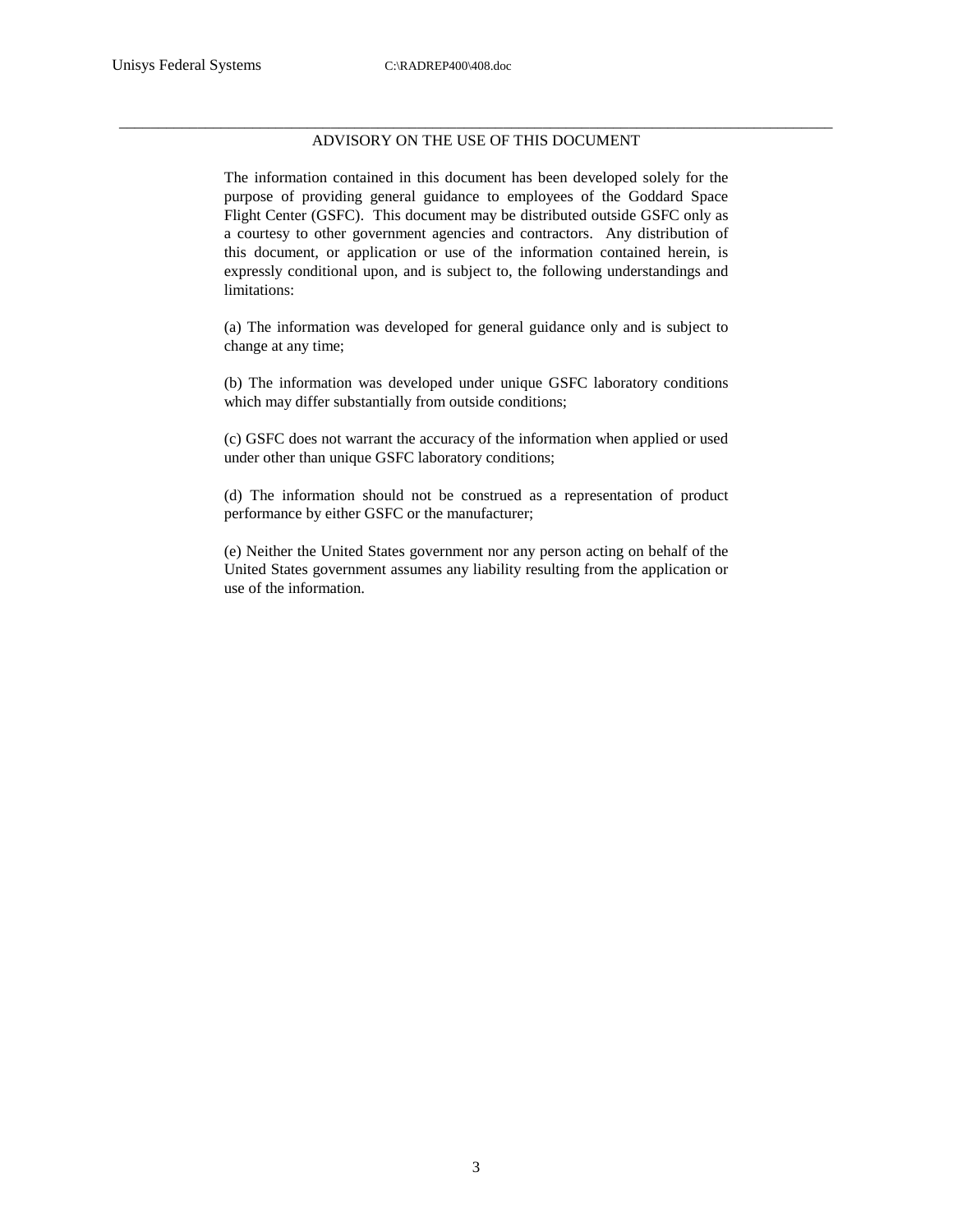## ADVISORY ON THE USE OF THIS DOCUMENT

The information contained in this document has been developed solely for the purpose of providing general guidance to employees of the Goddard Space Flight Center (GSFC). This document may be distributed outside GSFC only as a courtesy to other government agencies and contractors. Any distribution of this document, or application or use of the information contained herein, is expressly conditional upon, and is subject to, the following understandings and limitations:

(a) The information was developed for general guidance only and is subject to change at any time;

(b) The information was developed under unique GSFC laboratory conditions which may differ substantially from outside conditions;

(c) GSFC does not warrant the accuracy of the information when applied or used under other than unique GSFC laboratory conditions;

(d) The information should not be construed as a representation of product performance by either GSFC or the manufacturer;

(e) Neither the United States government nor any person acting on behalf of the United States government assumes any liability resulting from the application or use of the information.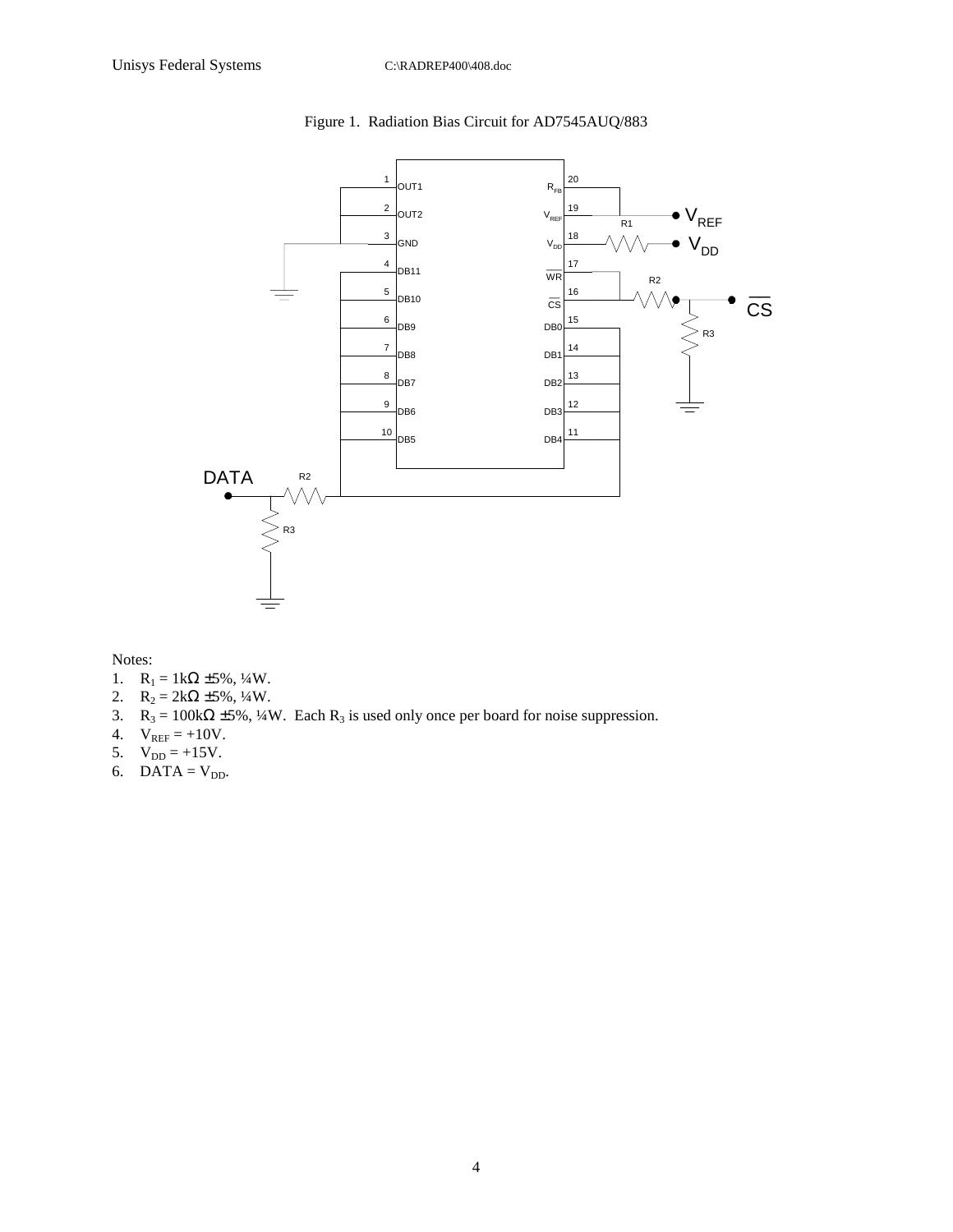Figure 1. Radiation Bias Circuit for AD7545AUQ/883

1 OUT1
2 OUT2
3 GND
4 DB11
5 DB10
6 DB9
7 DB8
8 DB7
9 DB6
10 DB5
20 $R_{FB}$
19 $V_{REF}$
18 $V_{DD}$
17 $\overline{WR}$
16 $\overline{CS}$
15 DB0
14 DB1
13 DB2
12 DB3
11 DB4

R1
R2
R3
$V_{REF}$
$V_{DD}$
$\overline{CS}$
DATA

Notes:

1. $R_1$ = 1kΩ ±5%, ¼W.
2. $R_2$ = 2kΩ ±5%, ¼W.
3. $R_3$ = 100kΩ ±5%, ¼W. Each $R_3$ is used only once per board for noise suppression.
4. $V_{REF}$ = +10V.
5. $V_{DD}$ = +15V.
6. DATA = $V_{DD}$.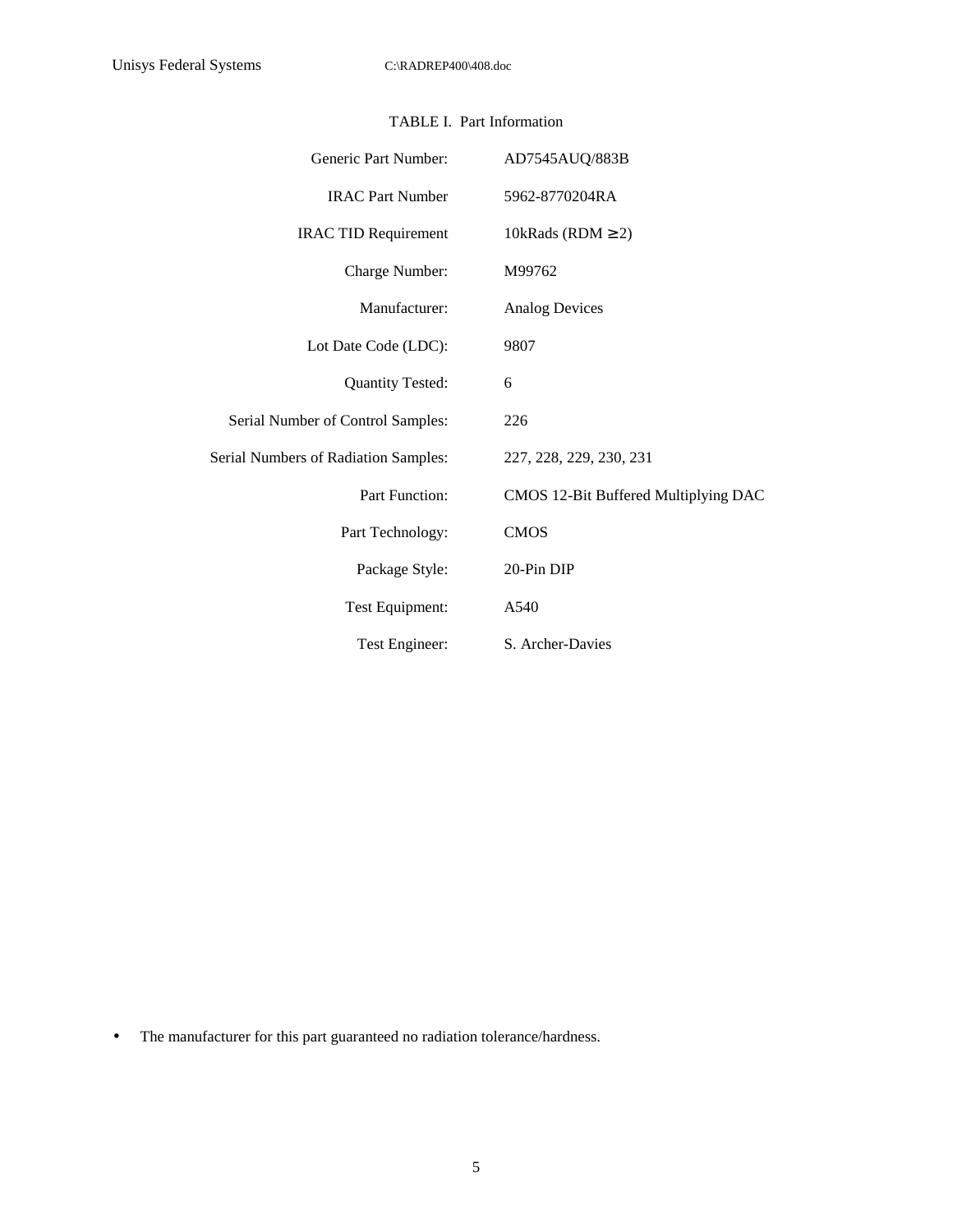TABLE I. Part Information

| | |
|---|---|
| Generic Part Number: | AD7545AUQ/883B |
| IRAC Part Number | 5962-8770204RA |
| IRAC TID Requirement | 10kRads (RDM $\geq$ 2) |
| Charge Number: | M99762 |
| Manufacturer: | Analog Devices |
| Lot Date Code (LDC): | 9807 |
| Quantity Tested: | 6 |
| Serial Number of Control Samples: | 226 |
| Serial Numbers of Radiation Samples: | 227, 228, 229, 230, 231 |
| Part Function: | CMOS 12-Bit Buffered Multiplying DAC |
| Part Technology: | CMOS |
| Package Style: | 20-Pin DIP |
| Test Equipment: | A540 |
| Test Engineer: | S. Archer-Davies |

- The manufacturer for this part guaranteed no radiation tolerance/hardness.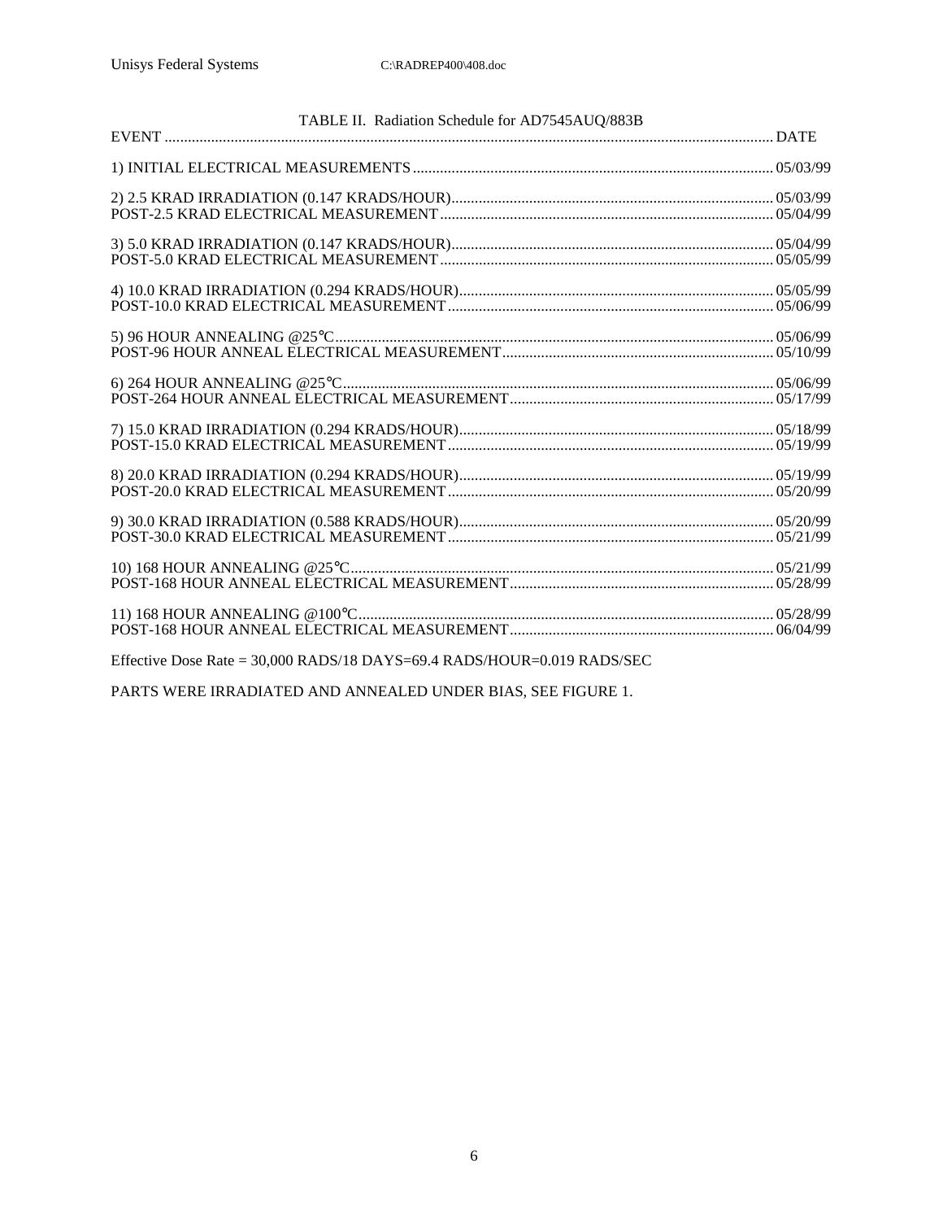TABLE II. Radiation Schedule for AD7545AUQ/883B

| EVENT | DATE |
|---|---|
| 1) INITIAL ELECTRICAL MEASUREMENTS | 05/03/99 |
| 2) 2.5 KRAD IRRADIATION (0.147 KRADS/HOUR) | 05/03/99 |
| POST-2.5 KRAD ELECTRICAL MEASUREMENT | 05/04/99 |
| 3) 5.0 KRAD IRRADIATION (0.147 KRADS/HOUR) | 05/04/99 |
| POST-5.0 KRAD ELECTRICAL MEASUREMENT | 05/05/99 |
| 4) 10.0 KRAD IRRADIATION (0.294 KRADS/HOUR) | 05/05/99 |
| POST-10.0 KRAD ELECTRICAL MEASUREMENT | 05/06/99 |
| 5) 96 HOUR ANNEALING @25°C | 05/06/99 |
| POST-96 HOUR ANNEAL ELECTRICAL MEASUREMENT | 05/10/99 |
| 6) 264 HOUR ANNEALING @25°C | 05/06/99 |
| POST-264 HOUR ANNEAL ELECTRICAL MEASUREMENT | 05/17/99 |
| 7) 15.0 KRAD IRRADIATION (0.294 KRADS/HOUR) | 05/18/99 |
| POST-15.0 KRAD ELECTRICAL MEASUREMENT | 05/19/99 |
| 8) 20.0 KRAD IRRADIATION (0.294 KRADS/HOUR) | 05/19/99 |
| POST-20.0 KRAD ELECTRICAL MEASUREMENT | 05/20/99 |
| 9) 30.0 KRAD IRRADIATION (0.588 KRADS/HOUR) | 05/20/99 |
| POST-30.0 KRAD ELECTRICAL MEASUREMENT | 05/21/99 |
| 10) 168 HOUR ANNEALING @25°C | 05/21/99 |
| POST-168 HOUR ANNEAL ELECTRICAL MEASUREMENT | 05/28/99 |
| 11) 168 HOUR ANNEALING @100°C | 05/28/99 |
| POST-168 HOUR ANNEAL ELECTRICAL MEASUREMENT | 06/04/99 |

Effective Dose Rate = 30,000 RADS/18 DAYS=69.4 RADS/HOUR=0.019 RADS/SEC

PARTS WERE IRRADIATED AND ANNEALED UNDER BIAS, SEE FIGURE 1.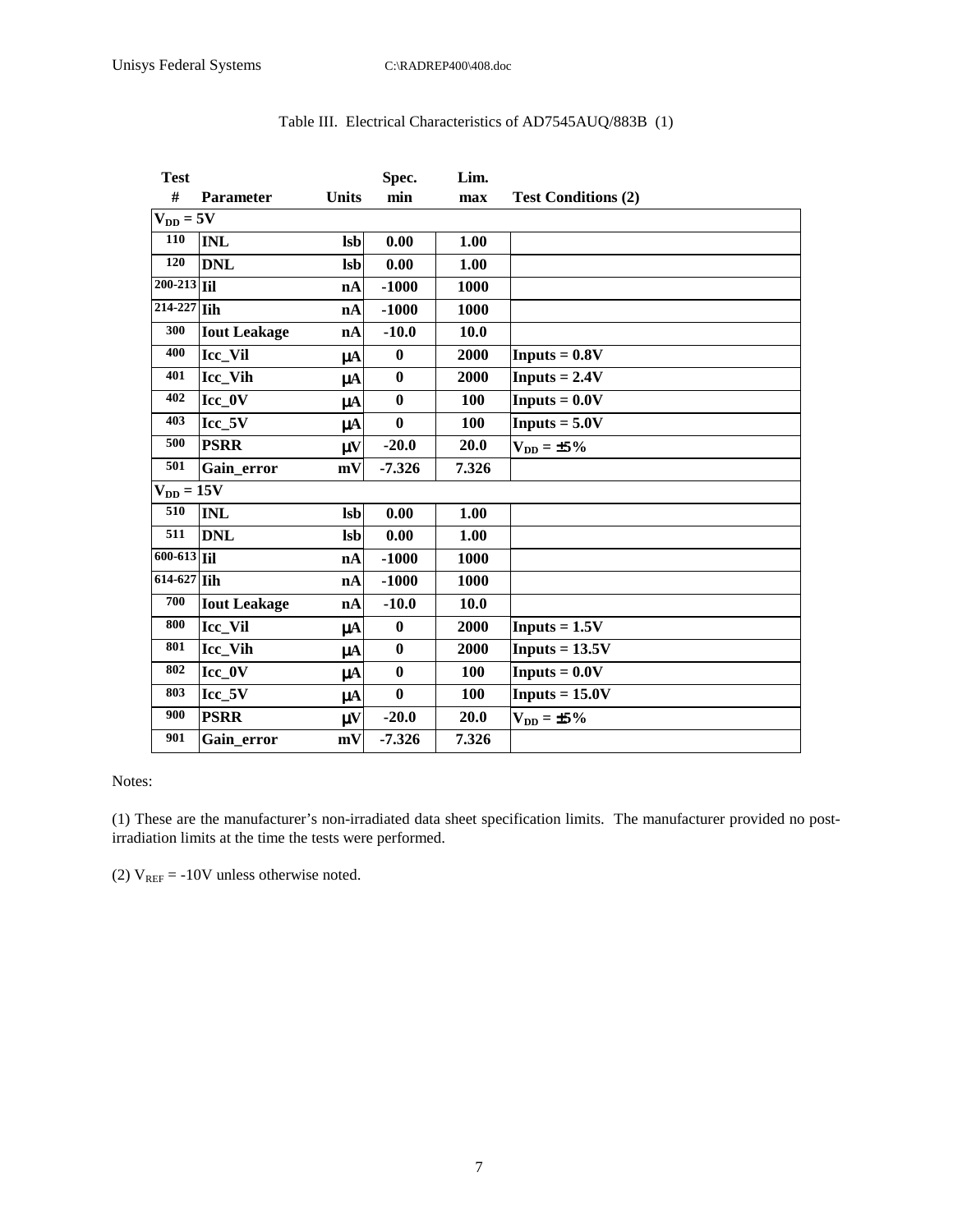Table III. Electrical Characteristics of AD7545AUQ/883B (1)

| Test # | Parameter | Units | Spec. min | Lim. max | Test Conditions (2) |
|---|---|---|---|---|---|
| $V_{DD}$ = 5V | | | | | |
| 110 | INL | lsb | 0.00 | 1.00 | |
| 120 | DNL | lsb | 0.00 | 1.00 | |
| 200-213 | Iil | nA | -1000 | 1000 | |
| 214-227 | Iih | nA | -1000 | 1000 | |
| 300 | Iout Leakage | nA | -10.0 | 10.0 | |
| 400 | Icc_Vil | μA | 0 | 2000 | Inputs = 0.8V |
| 401 | Icc_Vih | μA | 0 | 2000 | Inputs = 2.4V |
| 402 | Icc_0V | μA | 0 | 100 | Inputs = 0.0V |
| 403 | Icc_5V | μA | 0 | 100 | Inputs = 5.0V |
| 500 | PSRR | μV | -20.0 | 20.0 | $V_{DD}$ = ±5% |
| 501 | Gain_error | mV | -7.326 | 7.326 | |
| $V_{DD}$ = 15V | | | | | |
| 510 | INL | lsb | 0.00 | 1.00 | |
| 511 | DNL | lsb | 0.00 | 1.00 | |
| 600-613 | Iil | nA | -1000 | 1000 | |
| 614-627 | Iih | nA | -1000 | 1000 | |
| 700 | Iout Leakage | nA | -10.0 | 10.0 | |
| 800 | Icc_Vil | μA | 0 | 2000 | Inputs = 1.5V |
| 801 | Icc_Vih | μA | 0 | 2000 | Inputs = 13.5V |
| 802 | Icc_0V | μA | 0 | 100 | Inputs = 0.0V |
| 803 | Icc_5V | μA | 0 | 100 | Inputs = 15.0V |
| 900 | PSRR | μV | -20.0 | 20.0 | $V_{DD}$ = ±5% |
| 901 | Gain_error | mV | -7.326 | 7.326 | |

Notes:

(1) These are the manufacturer's non-irradiated data sheet specification limits. The manufacturer provided no post-irradiation limits at the time the tests were performed.

(2) $V_{REF}$ = -10V unless otherwise noted.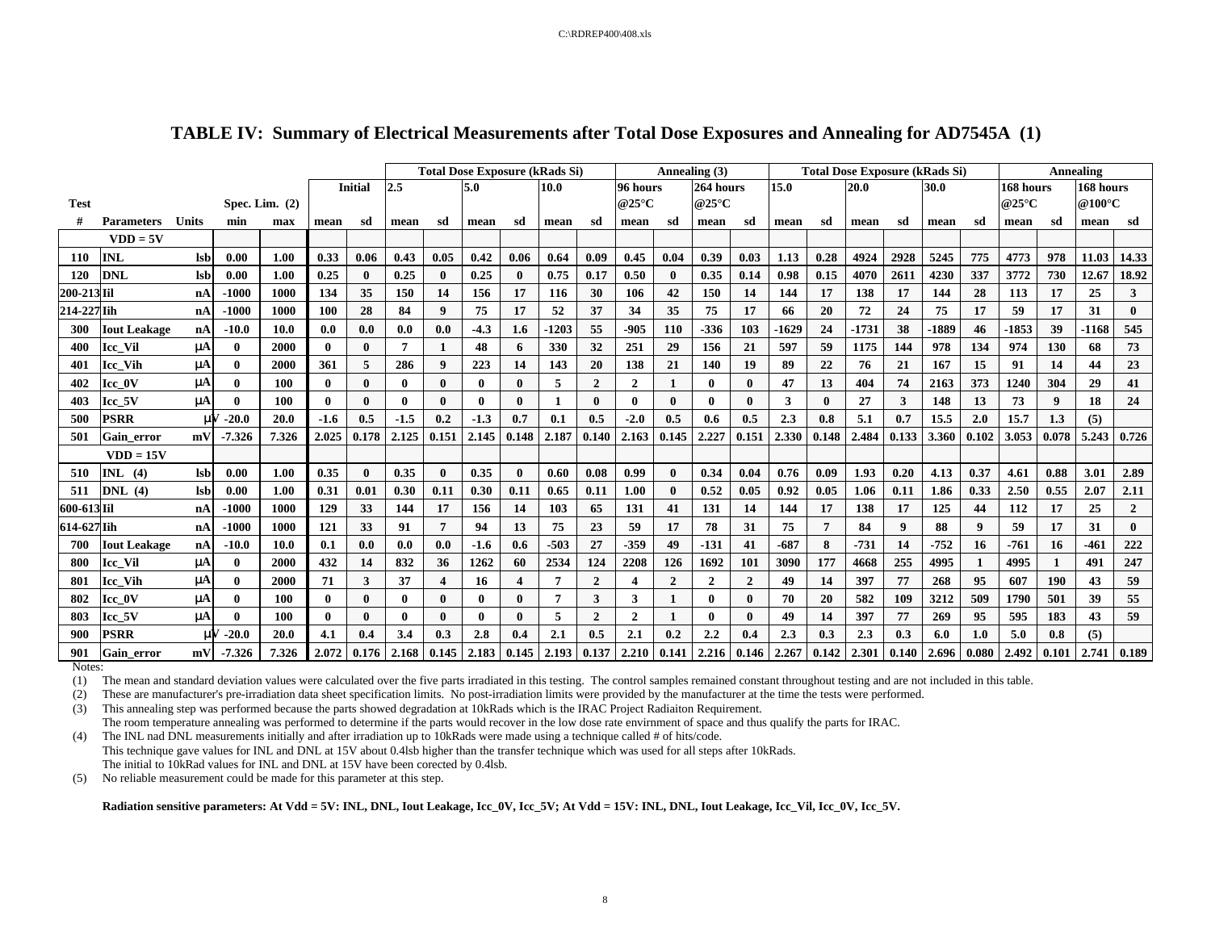## TABLE IV: Summary of Electrical Measurements after Total Dose Exposures and Annealing for AD7545A (1)

| | | | | | | | Total Dose Exposure (kRads Si) | | | | | | Annealing (3) | | | | Total Dose Exposure (kRads Si) | | | | | | Annealing | | | |
|---|---|---|---|---|---|---|---|---|---|---|---|---|---|---|---|---|---|---|---|---|---|---|---|---|---|---|
| | | | | | Initial | | 2.5 | | 5.0 | | 10.0 | | 96 hours @25°C | | 264 hours @25°C | | 15.0 | | 20.0 | | 30.0 | | 168 hours @25°C | | 168 hours @100°C | |
| Test # | Parameters | Units | Spec. Lim. (2) min | max | mean | sd | mean | sd | mean | sd | mean | sd | mean | sd | mean | sd | mean | sd | mean | sd | mean | sd | mean | sd | mean | sd |
| | VDD = 5V | | | | | | | | | | | | | | | | | | | | | | | | | |
| 110 | INL | lsb | 0.00 | 1.00 | 0.33 | 0.06 | 0.43 | 0.05 | 0.42 | 0.06 | 0.64 | 0.09 | 0.45 | 0.04 | 0.39 | 0.03 | 1.13 | 0.28 | 4924 | 2928 | 5245 | 775 | 4773 | 978 | 11.03 | 14.33 |
| 120 | DNL | lsb | 0.00 | 1.00 | 0.25 | 0 | 0.25 | 0 | 0.25 | 0 | 0.75 | 0.17 | 0.50 | 0 | 0.35 | 0.14 | 0.98 | 0.15 | 4070 | 2611 | 4230 | 337 | 3772 | 730 | 12.67 | 18.92 |
| 200-213 | Iil | nA | -1000 | 1000 | 134 | 35 | 150 | 14 | 156 | 17 | 116 | 30 | 106 | 42 | 150 | 14 | 144 | 17 | 138 | 17 | 144 | 28 | 113 | 17 | 25 | 3 |
| 214-227 | Iih | nA | -1000 | 1000 | 100 | 28 | 84 | 9 | 75 | 17 | 52 | 37 | 34 | 35 | 75 | 17 | 66 | 20 | 72 | 24 | 75 | 17 | 59 | 17 | 31 | 0 |
| 300 | Iout Leakage | nA | -10.0 | 10.0 | 0.0 | 0.0 | 0.0 | 0.0 | -4.3 | 1.6 | -1203 | 55 | -905 | 110 | -336 | 103 | -1629 | 24 | -1731 | 38 | -1889 | 46 | -1853 | 39 | -1168 | 545 |
| 400 | Icc_Vil | μA | 0 | 2000 | 0 | 0 | 7 | 1 | 48 | 6 | 330 | 32 | 251 | 29 | 156 | 21 | 597 | 59 | 1175 | 144 | 978 | 134 | 974 | 130 | 68 | 73 |
| 401 | Icc_Vih | μA | 0 | 2000 | 361 | 5 | 286 | 9 | 223 | 14 | 143 | 20 | 138 | 21 | 140 | 19 | 89 | 22 | 76 | 21 | 167 | 15 | 91 | 14 | 44 | 23 |
| 402 | Icc_0V | μA | 0 | 100 | 0 | 0 | 0 | 0 | 0 | 0 | 5 | 2 | 2 | 1 | 0 | 0 | 47 | 13 | 404 | 74 | 2163 | 373 | 1240 | 304 | 29 | 41 |
| 403 | Icc_5V | μA | 0 | 100 | 0 | 0 | 0 | 0 | 0 | 0 | 1 | 0 | 0 | 0 | 0 | 0 | 3 | 0 | 27 | 3 | 148 | 13 | 73 | 9 | 18 | 24 |
| 500 | PSRR | μV | -20.0 | 20.0 | -1.6 | 0.5 | -1.5 | 0.2 | -1.3 | 0.7 | 0.1 | 0.5 | -2.0 | 0.5 | 0.6 | 0.5 | 2.3 | 0.8 | 5.1 | 0.7 | 15.5 | 2.0 | 15.7 | 1.3 | (5) | |
| 501 | Gain_error | mV | -7.326 | 7.326 | 2.025 | 0.178 | 2.125 | 0.151 | 2.145 | 0.148 | 2.187 | 0.140 | 2.163 | 0.145 | 2.227 | 0.151 | 2.330 | 0.148 | 2.484 | 0.133 | 3.360 | 0.102 | 3.053 | 0.078 | 5.243 | 0.726 |
| | VDD = 15V | | | | | | | | | | | | | | | | | | | | | | | | | |
| 510 | INL (4) | lsb | 0.00 | 1.00 | 0.35 | 0 | 0.35 | 0 | 0.35 | 0 | 0.60 | 0.08 | 0.99 | 0 | 0.34 | 0.04 | 0.76 | 0.09 | 1.93 | 0.20 | 4.13 | 0.37 | 4.61 | 0.88 | 3.01 | 2.89 |
| 511 | DNL (4) | lsb | 0.00 | 1.00 | 0.31 | 0.01 | 0.30 | 0.11 | 0.30 | 0.11 | 0.65 | 0.11 | 1.00 | 0 | 0.52 | 0.05 | 0.92 | 0.05 | 1.06 | 0.11 | 1.86 | 0.33 | 2.50 | 0.55 | 2.07 | 2.11 |
| 600-613 | Iil | nA | -1000 | 1000 | 129 | 33 | 144 | 17 | 156 | 14 | 103 | 65 | 131 | 41 | 131 | 14 | 144 | 17 | 138 | 17 | 125 | 44 | 112 | 17 | 25 | 2 |
| 614-627 | Iih | nA | -1000 | 1000 | 121 | 33 | 91 | 7 | 94 | 13 | 75 | 23 | 59 | 17 | 78 | 31 | 75 | 7 | 84 | 9 | 88 | 9 | 59 | 17 | 31 | 0 |
| 700 | Iout Leakage | nA | -10.0 | 10.0 | 0.1 | 0.0 | 0.0 | 0.0 | -1.6 | 0.6 | -503 | 27 | -359 | 49 | -131 | 41 | -687 | 8 | -731 | 14 | -752 | 16 | -761 | 16 | -461 | 222 |
| 800 | Icc_Vil | μA | 0 | 2000 | 432 | 14 | 832 | 36 | 1262 | 60 | 2534 | 124 | 2208 | 126 | 1692 | 101 | 3090 | 177 | 4668 | 255 | 4995 | 1 | 4995 | 1 | 491 | 247 |
| 801 | Icc_Vih | μA | 0 | 2000 | 71 | 3 | 37 | 4 | 16 | 4 | 7 | 2 | 4 | 2 | 2 | 2 | 49 | 14 | 397 | 77 | 268 | 95 | 607 | 190 | 43 | 59 |
| 802 | Icc_0V | μA | 0 | 100 | 0 | 0 | 0 | 0 | 0 | 0 | 7 | 3 | 3 | 1 | 0 | 0 | 70 | 20 | 582 | 109 | 3212 | 509 | 1790 | 501 | 39 | 55 |
| 803 | Icc_5V | μA | 0 | 100 | 0 | 0 | 0 | 0 | 0 | 0 | 5 | 2 | 2 | 1 | 0 | 0 | 49 | 14 | 397 | 77 | 269 | 95 | 595 | 183 | 43 | 59 |
| 900 | PSRR | μV | -20.0 | 20.0 | 4.1 | 0.4 | 3.4 | 0.3 | 2.8 | 0.4 | 2.1 | 0.5 | 2.1 | 0.2 | 2.2 | 0.4 | 2.3 | 0.3 | 2.3 | 0.3 | 6.0 | 1.0 | 5.0 | 0.8 | (5) | |
| 901 | Gain_error | mV | -7.326 | 7.326 | 2.072 | 0.176 | 2.168 | 0.145 | 2.183 | 0.145 | 2.193 | 0.137 | 2.210 | 0.141 | 2.216 | 0.146 | 2.267 | 0.142 | 2.301 | 0.140 | 2.696 | 0.080 | 2.492 | 0.101 | 2.741 | 0.189 |

Notes:

(1) The mean and standard deviation values were calculated over the five parts irradiated in this testing. The control samples remained constant throughout testing and are not included in this table.

(2) These are manufacturer's pre-irradiation data sheet specification limits. No post-irradiation limits were provided by the manufacturer at the time the tests were performed.

(3) This annealing step was performed because the parts showed degradation at 10kRads which is the IRAC Project Radiaiton Requirement.
The room temperature annealing was performed to determine if the parts would recover in the low dose rate envirnment of space and thus qualify the parts for IRAC.

(4) The INL nad DNL measurements initially and after irradiation up to 10kRads were made using a technique called # of hits/code.
This technique gave values for INL and DNL at 15V about 0.4lsb higher than the transfer technique which was used for all steps after 10kRads.
The initial to 10kRad values for INL and DNL at 15V have been corected by 0.4lsb.

(5) No reliable measurement could be made for this parameter at this step.

**Radiation sensitive parameters: At Vdd = 5V: INL, DNL, Iout Leakage, Icc_0V, Icc_5V; At Vdd = 15V: INL, DNL, Iout Leakage, Icc_Vil, Icc_0V, Icc_5V.**